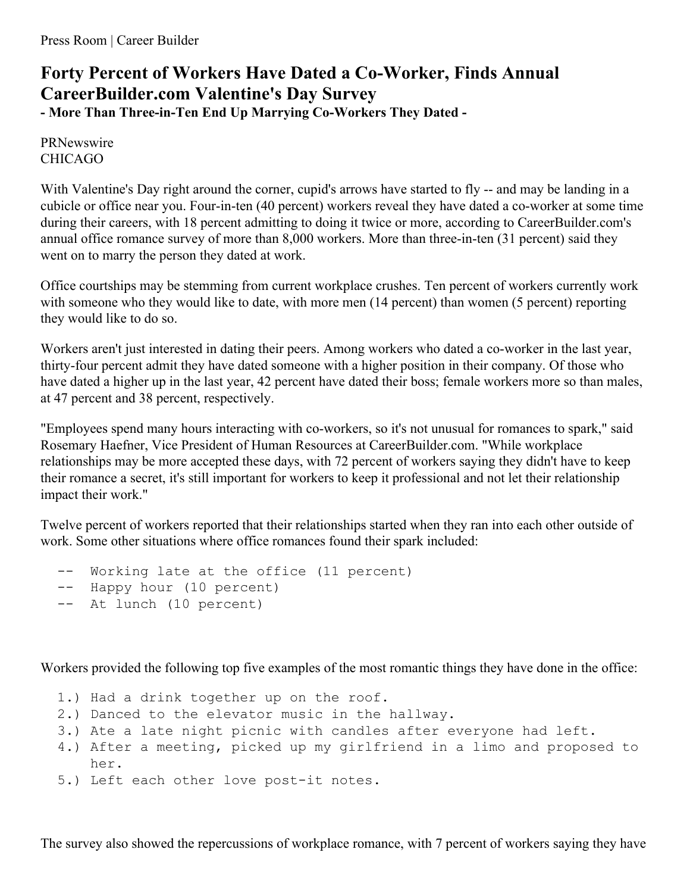Press Room | Career Builder

# Forty Percent of Workers Have Dated a Co-Worker, Finds Annual CareerBuilder.com Valentine's Day Survey

**- More Than Three-in-Ten End Up Marrying Co-Workers They Dated -**

PRNewswire
CHICAGO

With Valentine's Day right around the corner, cupid's arrows have started to fly -- and may be landing in a cubicle or office near you. Four-in-ten (40 percent) workers reveal they have dated a co-worker at some time during their careers, with 18 percent admitting to doing it twice or more, according to CareerBuilder.com's annual office romance survey of more than 8,000 workers. More than three-in-ten (31 percent) said they went on to marry the person they dated at work.

Office courtships may be stemming from current workplace crushes. Ten percent of workers currently work with someone who they would like to date, with more men (14 percent) than women (5 percent) reporting they would like to do so.

Workers aren't just interested in dating their peers. Among workers who dated a co-worker in the last year, thirty-four percent admit they have dated someone with a higher position in their company. Of those who have dated a higher up in the last year, 42 percent have dated their boss; female workers more so than males, at 47 percent and 38 percent, respectively.

"Employees spend many hours interacting with co-workers, so it's not unusual for romances to spark," said Rosemary Haefner, Vice President of Human Resources at CareerBuilder.com. "While workplace relationships may be more accepted these days, with 72 percent of workers saying they didn't have to keep their romance a secret, it's still important for workers to keep it professional and not let their relationship impact their work."

Twelve percent of workers reported that their relationships started when they ran into each other outside of work. Some other situations where office romances found their spark included:

- Working late at the office (11 percent)
- Happy hour (10 percent)
- At lunch (10 percent)

Workers provided the following top five examples of the most romantic things they have done in the office:

1. Had a drink together up on the roof.
2. Danced to the elevator music in the hallway.
3. Ate a late night picnic with candles after everyone had left.
4. After a meeting, picked up my girlfriend in a limo and proposed to her.
5. Left each other love post-it notes.

The survey also showed the repercussions of workplace romance, with 7 percent of workers saying they have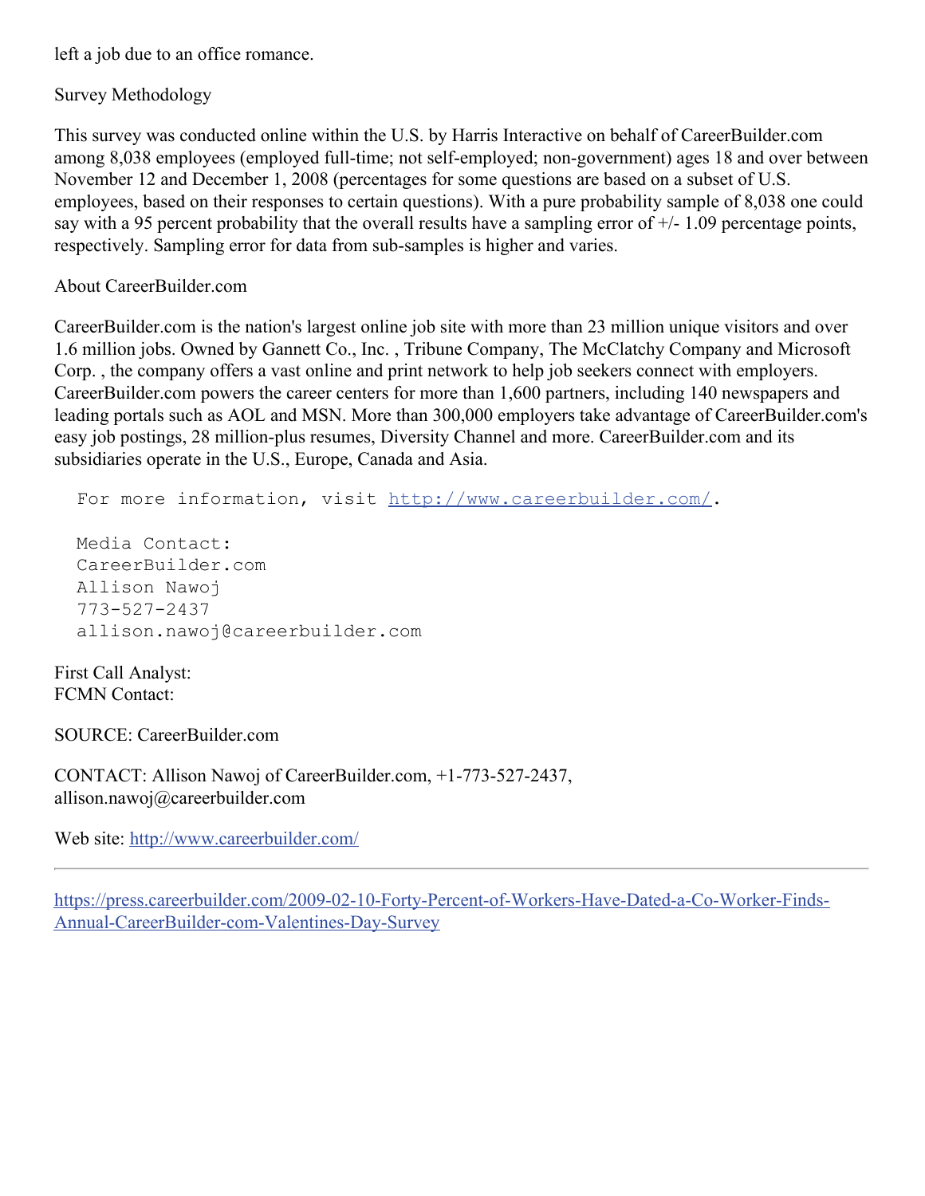left a job due to an office romance.

Survey Methodology

This survey was conducted online within the U.S. by Harris Interactive on behalf of CareerBuilder.com among 8,038 employees (employed full-time; not self-employed; non-government) ages 18 and over between November 12 and December 1, 2008 (percentages for some questions are based on a subset of U.S. employees, based on their responses to certain questions). With a pure probability sample of 8,038 one could say with a 95 percent probability that the overall results have a sampling error of +/- 1.09 percentage points, respectively. Sampling error for data from sub-samples is higher and varies.

About CareerBuilder.com

CareerBuilder.com is the nation's largest online job site with more than 23 million unique visitors and over 1.6 million jobs. Owned by Gannett Co., Inc. , Tribune Company, The McClatchy Company and Microsoft Corp. , the company offers a vast online and print network to help job seekers connect with employers. CareerBuilder.com powers the career centers for more than 1,600 partners, including 140 newspapers and leading portals such as AOL and MSN. More than 300,000 employers take advantage of CareerBuilder.com's easy job postings, 28 million-plus resumes, Diversity Channel and more. CareerBuilder.com and its subsidiaries operate in the U.S., Europe, Canada and Asia.

```
For more information, visit http://www.careerbuilder.com/.

Media Contact:
CareerBuilder.com
Allison Nawoj
773-527-2437
allison.nawoj@careerbuilder.com
```

First Call Analyst:
FCMN Contact:

SOURCE: CareerBuilder.com

CONTACT: Allison Nawoj of CareerBuilder.com, +1-773-527-2437, allison.nawoj@careerbuilder.com

Web site: http://www.careerbuilder.com/

---

https://press.careerbuilder.com/2009-02-10-Forty-Percent-of-Workers-Have-Dated-a-Co-Worker-Finds-Annual-CareerBuilder-com-Valentines-Day-Survey